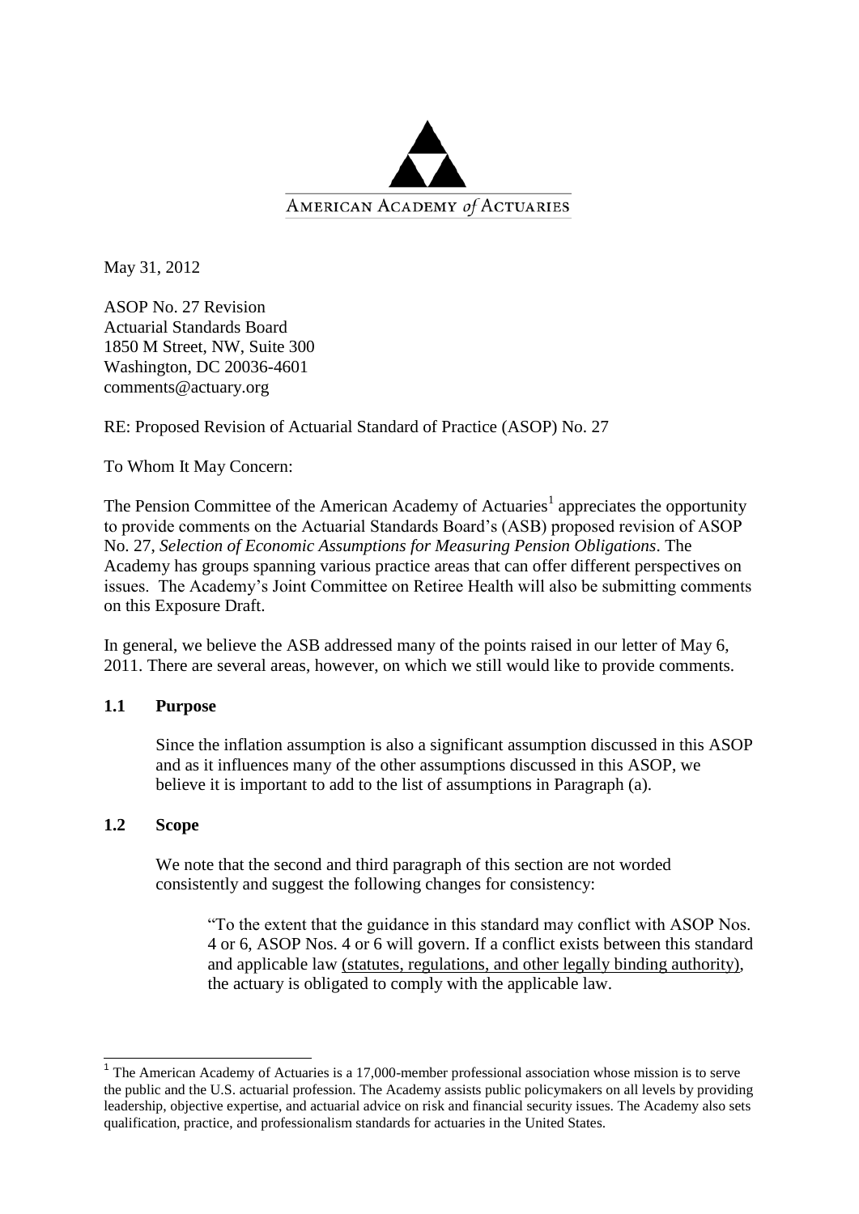AMERICAN ACADEMY *of* ACTUARIES

May 31, 2012

ASOP No. 27 Revision
Actuarial Standards Board
1850 M Street, NW, Suite 300
Washington, DC 20036-4601
comments@actuary.org

RE: Proposed Revision of Actuarial Standard of Practice (ASOP) No. 27

To Whom It May Concern:

The Pension Committee of the American Academy of Actuaries[1] appreciates the opportunity to provide comments on the Actuarial Standards Board's (ASB) proposed revision of ASOP No. 27, *Selection of Economic Assumptions for Measuring Pension Obligations*. The Academy has groups spanning various practice areas that can offer different perspectives on issues. The Academy's Joint Committee on Retiree Health will also be submitting comments on this Exposure Draft.

In general, we believe the ASB addressed many of the points raised in our letter of May 6, 2011. There are several areas, however, on which we still would like to provide comments.

**1.1 Purpose**

Since the inflation assumption is also a significant assumption discussed in this ASOP and as it influences many of the other assumptions discussed in this ASOP, we believe it is important to add to the list of assumptions in Paragraph (a).

**1.2 Scope**

We note that the second and third paragraph of this section are not worded consistently and suggest the following changes for consistency:

> "To the extent that the guidance in this standard may conflict with ASOP Nos. 4 or 6, ASOP Nos. 4 or 6 will govern. If a conflict exists between this standard and applicable law <u>(statutes, regulations, and other legally binding authority)</u>, the actuary is obligated to comply with the applicable law.

[1] The American Academy of Actuaries is a 17,000-member professional association whose mission is to serve the public and the U.S. actuarial profession. The Academy assists public policymakers on all levels by providing leadership, objective expertise, and actuarial advice on risk and financial security issues. The Academy also sets qualification, practice, and professionalism standards for actuaries in the United States.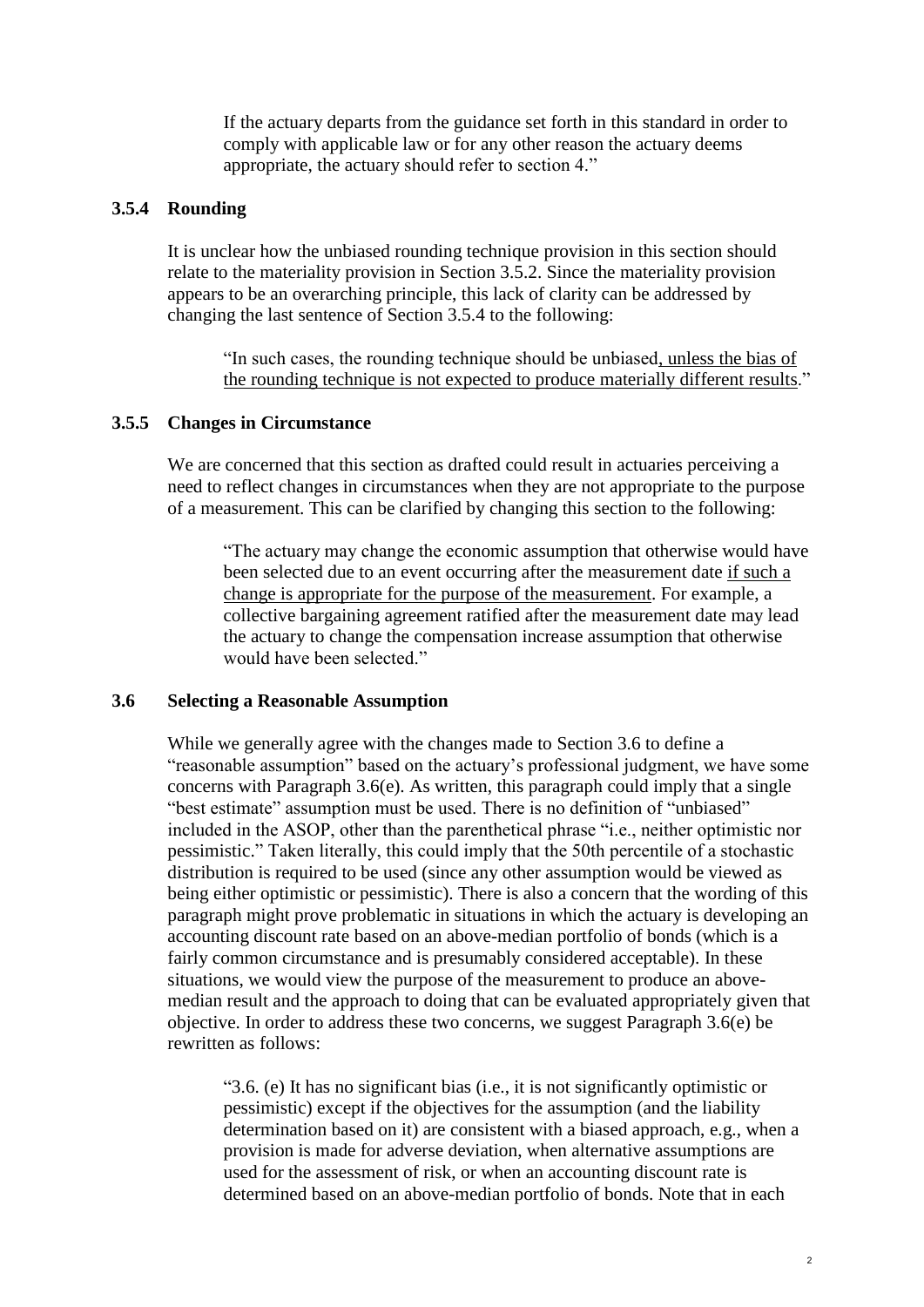If the actuary departs from the guidance set forth in this standard in order to comply with applicable law or for any other reason the actuary deems appropriate, the actuary should refer to section 4."

### 3.5.4 Rounding

It is unclear how the unbiased rounding technique provision in this section should relate to the materiality provision in Section 3.5.2. Since the materiality provision appears to be an overarching principle, this lack of clarity can be addressed by changing the last sentence of Section 3.5.4 to the following:

> "In such cases, the rounding technique should be unbiased, unless the bias of the rounding technique is not expected to produce materially different results."

### 3.5.5 Changes in Circumstance

We are concerned that this section as drafted could result in actuaries perceiving a need to reflect changes in circumstances when they are not appropriate to the purpose of a measurement. This can be clarified by changing this section to the following:

> "The actuary may change the economic assumption that otherwise would have been selected due to an event occurring after the measurement date if such a change is appropriate for the purpose of the measurement. For example, a collective bargaining agreement ratified after the measurement date may lead the actuary to change the compensation increase assumption that otherwise would have been selected."

### 3.6 Selecting a Reasonable Assumption

While we generally agree with the changes made to Section 3.6 to define a "reasonable assumption" based on the actuary's professional judgment, we have some concerns with Paragraph 3.6(e). As written, this paragraph could imply that a single "best estimate" assumption must be used. There is no definition of "unbiased" included in the ASOP, other than the parenthetical phrase "i.e., neither optimistic nor pessimistic." Taken literally, this could imply that the 50th percentile of a stochastic distribution is required to be used (since any other assumption would be viewed as being either optimistic or pessimistic). There is also a concern that the wording of this paragraph might prove problematic in situations in which the actuary is developing an accounting discount rate based on an above-median portfolio of bonds (which is a fairly common circumstance and is presumably considered acceptable). In these situations, we would view the purpose of the measurement to produce an above-median result and the approach to doing that can be evaluated appropriately given that objective. In order to address these two concerns, we suggest Paragraph 3.6(e) be rewritten as follows:

> "3.6. (e) It has no significant bias (i.e., it is not significantly optimistic or pessimistic) except if the objectives for the assumption (and the liability determination based on it) are consistent with a biased approach, e.g., when a provision is made for adverse deviation, when alternative assumptions are used for the assessment of risk, or when an accounting discount rate is determined based on an above-median portfolio of bonds. Note that in each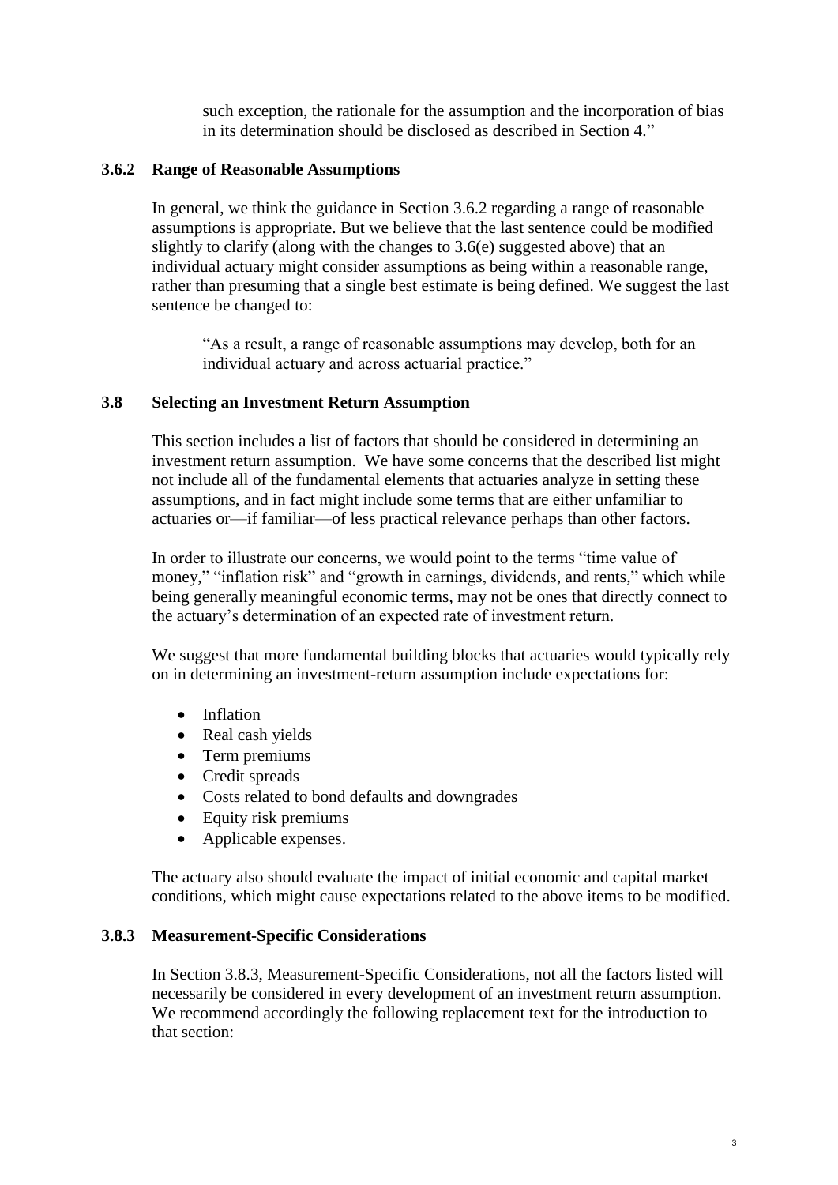such exception, the rationale for the assumption and the incorporation of bias in its determination should be disclosed as described in Section 4."

### 3.6.2 Range of Reasonable Assumptions

In general, we think the guidance in Section 3.6.2 regarding a range of reasonable assumptions is appropriate. But we believe that the last sentence could be modified slightly to clarify (along with the changes to 3.6(e) suggested above) that an individual actuary might consider assumptions as being within a reasonable range, rather than presuming that a single best estimate is being defined. We suggest the last sentence be changed to:

> "As a result, a range of reasonable assumptions may develop, both for an individual actuary and across actuarial practice."

### 3.8 Selecting an Investment Return Assumption

This section includes a list of factors that should be considered in determining an investment return assumption. We have some concerns that the described list might not include all of the fundamental elements that actuaries analyze in setting these assumptions, and in fact might include some terms that are either unfamiliar to actuaries or—if familiar—of less practical relevance perhaps than other factors.

In order to illustrate our concerns, we would point to the terms "time value of money," "inflation risk" and "growth in earnings, dividends, and rents," which while being generally meaningful economic terms, may not be ones that directly connect to the actuary's determination of an expected rate of investment return.

We suggest that more fundamental building blocks that actuaries would typically rely on in determining an investment-return assumption include expectations for:

- Inflation
- Real cash yields
- Term premiums
- Credit spreads
- Costs related to bond defaults and downgrades
- Equity risk premiums
- Applicable expenses.

The actuary also should evaluate the impact of initial economic and capital market conditions, which might cause expectations related to the above items to be modified.

### 3.8.3 Measurement-Specific Considerations

In Section 3.8.3, Measurement-Specific Considerations, not all the factors listed will necessarily be considered in every development of an investment return assumption. We recommend accordingly the following replacement text for the introduction to that section: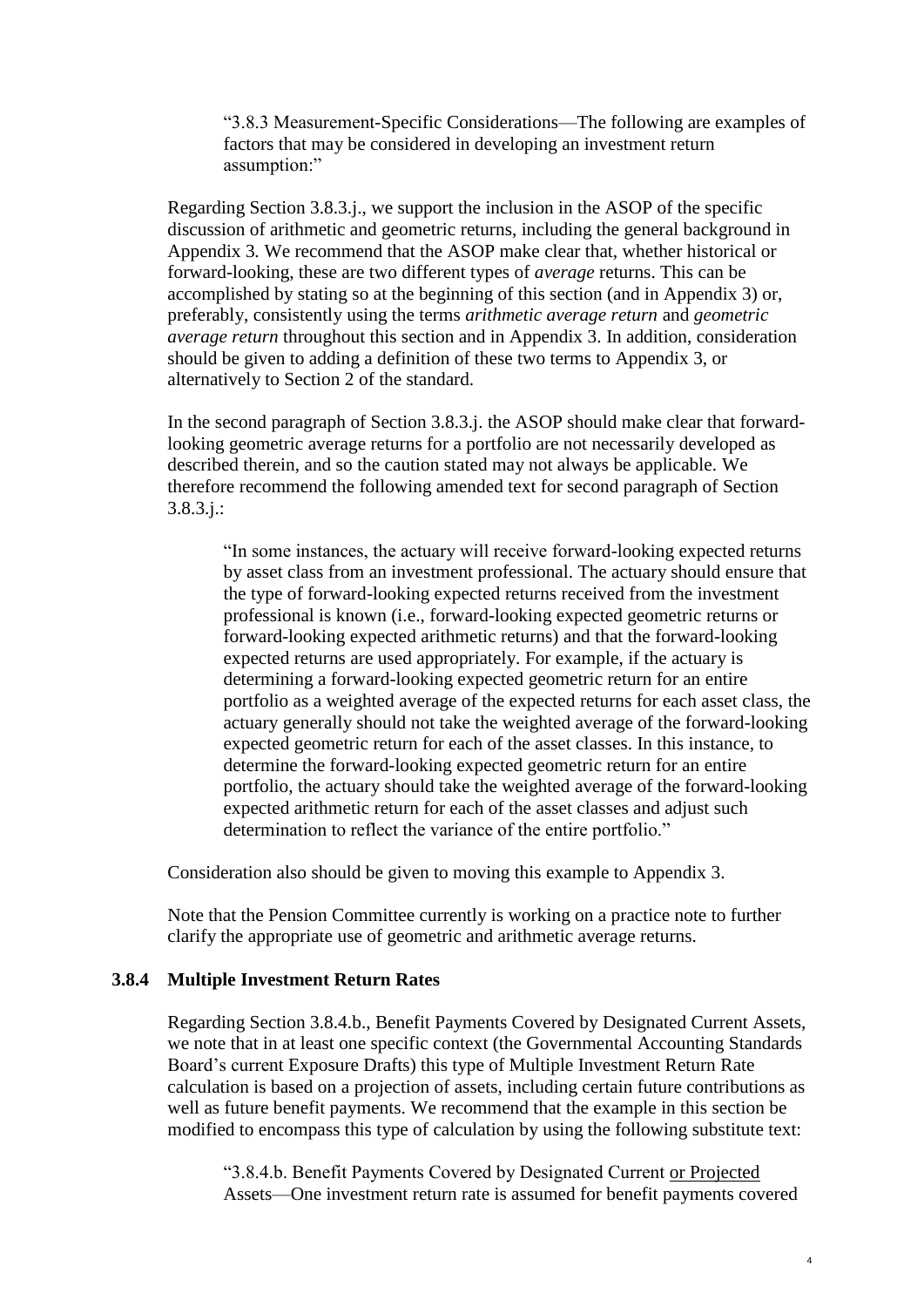> "3.8.3 Measurement-Specific Considerations—The following are examples of factors that may be considered in developing an investment return assumption:"

Regarding Section 3.8.3.j., we support the inclusion in the ASOP of the specific discussion of arithmetic and geometric returns, including the general background in Appendix 3. We recommend that the ASOP make clear that, whether historical or forward-looking, these are two different types of *average* returns. This can be accomplished by stating so at the beginning of this section (and in Appendix 3) or, preferably, consistently using the terms *arithmetic average return* and *geometric average return* throughout this section and in Appendix 3. In addition, consideration should be given to adding a definition of these two terms to Appendix 3, or alternatively to Section 2 of the standard.

In the second paragraph of Section 3.8.3.j. the ASOP should make clear that forward-looking geometric average returns for a portfolio are not necessarily developed as described therein, and so the caution stated may not always be applicable. We therefore recommend the following amended text for second paragraph of Section 3.8.3.j.:

> "In some instances, the actuary will receive forward-looking expected returns by asset class from an investment professional. The actuary should ensure that the type of forward-looking expected returns received from the investment professional is known (i.e., forward-looking expected geometric returns or forward-looking expected arithmetic returns) and that the forward-looking expected returns are used appropriately. For example, if the actuary is determining a forward-looking expected geometric return for an entire portfolio as a weighted average of the expected returns for each asset class, the actuary generally should not take the weighted average of the forward-looking expected geometric return for each of the asset classes. In this instance, to determine the forward-looking expected geometric return for an entire portfolio, the actuary should take the weighted average of the forward-looking expected arithmetic return for each of the asset classes and adjust such determination to reflect the variance of the entire portfolio."

Consideration also should be given to moving this example to Appendix 3.

Note that the Pension Committee currently is working on a practice note to further clarify the appropriate use of geometric and arithmetic average returns.

### 3.8.4 Multiple Investment Return Rates

Regarding Section 3.8.4.b., Benefit Payments Covered by Designated Current Assets, we note that in at least one specific context (the Governmental Accounting Standards Board's current Exposure Drafts) this type of Multiple Investment Return Rate calculation is based on a projection of assets, including certain future contributions as well as future benefit payments. We recommend that the example in this section be modified to encompass this type of calculation by using the following substitute text:

> "3.8.4.b. Benefit Payments Covered by Designated Current <u>or Projected</u> Assets—One investment return rate is assumed for benefit payments covered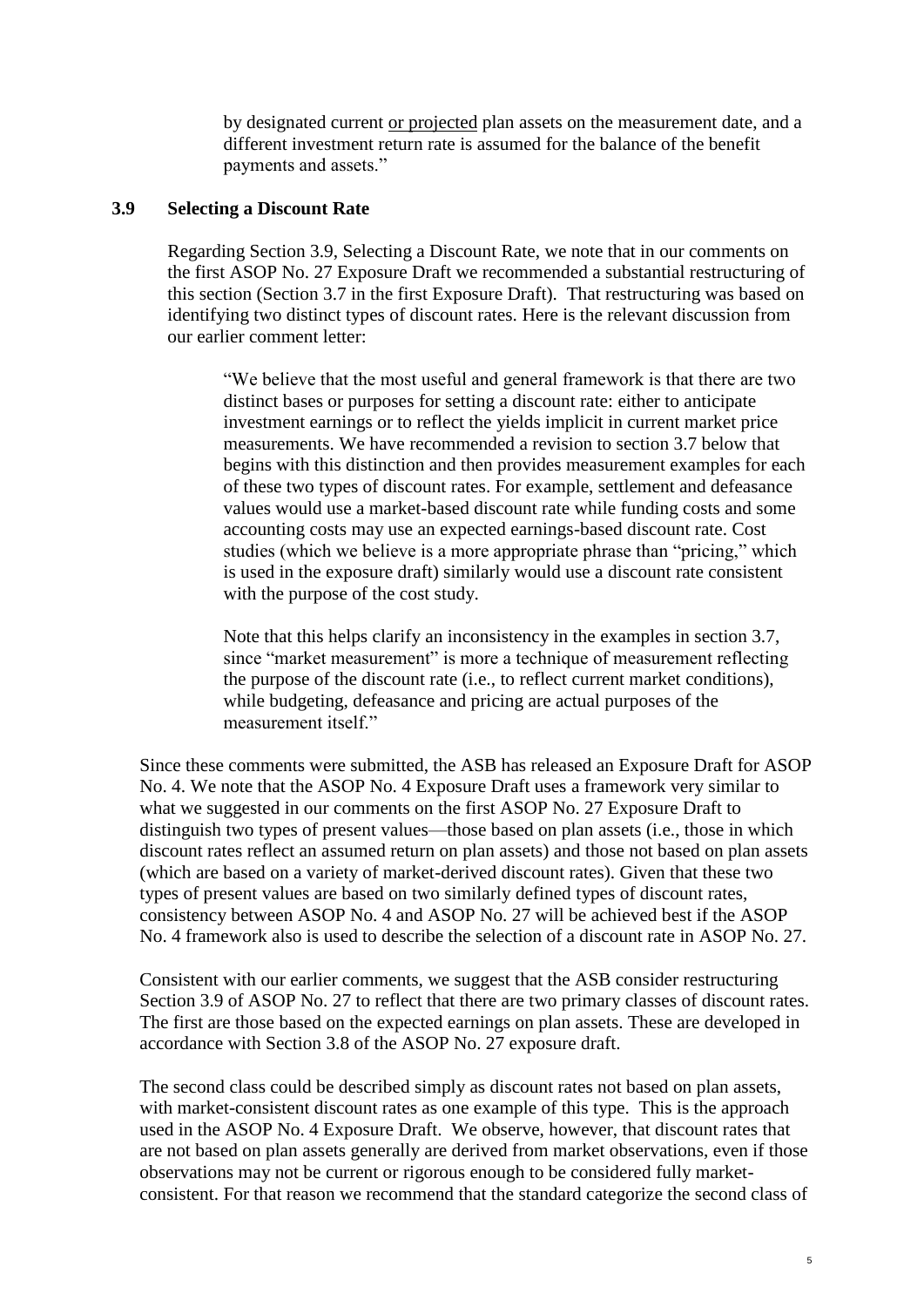> by designated current <u>or projected</u> plan assets on the measurement date, and a different investment return rate is assumed for the balance of the benefit payments and assets."

### 3.9 Selecting a Discount Rate

Regarding Section 3.9, Selecting a Discount Rate, we note that in our comments on the first ASOP No. 27 Exposure Draft we recommended a substantial restructuring of this section (Section 3.7 in the first Exposure Draft). That restructuring was based on identifying two distinct types of discount rates. Here is the relevant discussion from our earlier comment letter:

> "We believe that the most useful and general framework is that there are two distinct bases or purposes for setting a discount rate: either to anticipate investment earnings or to reflect the yields implicit in current market price measurements. We have recommended a revision to section 3.7 below that begins with this distinction and then provides measurement examples for each of these two types of discount rates. For example, settlement and defeasance values would use a market-based discount rate while funding costs and some accounting costs may use an expected earnings-based discount rate. Cost studies (which we believe is a more appropriate phrase than "pricing," which is used in the exposure draft) similarly would use a discount rate consistent with the purpose of the cost study.
>
> Note that this helps clarify an inconsistency in the examples in section 3.7, since "market measurement" is more a technique of measurement reflecting the purpose of the discount rate (i.e., to reflect current market conditions), while budgeting, defeasance and pricing are actual purposes of the measurement itself."

Since these comments were submitted, the ASB has released an Exposure Draft for ASOP No. 4. We note that the ASOP No. 4 Exposure Draft uses a framework very similar to what we suggested in our comments on the first ASOP No. 27 Exposure Draft to distinguish two types of present values—those based on plan assets (i.e., those in which discount rates reflect an assumed return on plan assets) and those not based on plan assets (which are based on a variety of market-derived discount rates). Given that these two types of present values are based on two similarly defined types of discount rates, consistency between ASOP No. 4 and ASOP No. 27 will be achieved best if the ASOP No. 4 framework also is used to describe the selection of a discount rate in ASOP No. 27.

Consistent with our earlier comments, we suggest that the ASB consider restructuring Section 3.9 of ASOP No. 27 to reflect that there are two primary classes of discount rates. The first are those based on the expected earnings on plan assets. These are developed in accordance with Section 3.8 of the ASOP No. 27 exposure draft.

The second class could be described simply as discount rates not based on plan assets, with market-consistent discount rates as one example of this type. This is the approach used in the ASOP No. 4 Exposure Draft. We observe, however, that discount rates that are not based on plan assets generally are derived from market observations, even if those observations may not be current or rigorous enough to be considered fully market-consistent. For that reason we recommend that the standard categorize the second class of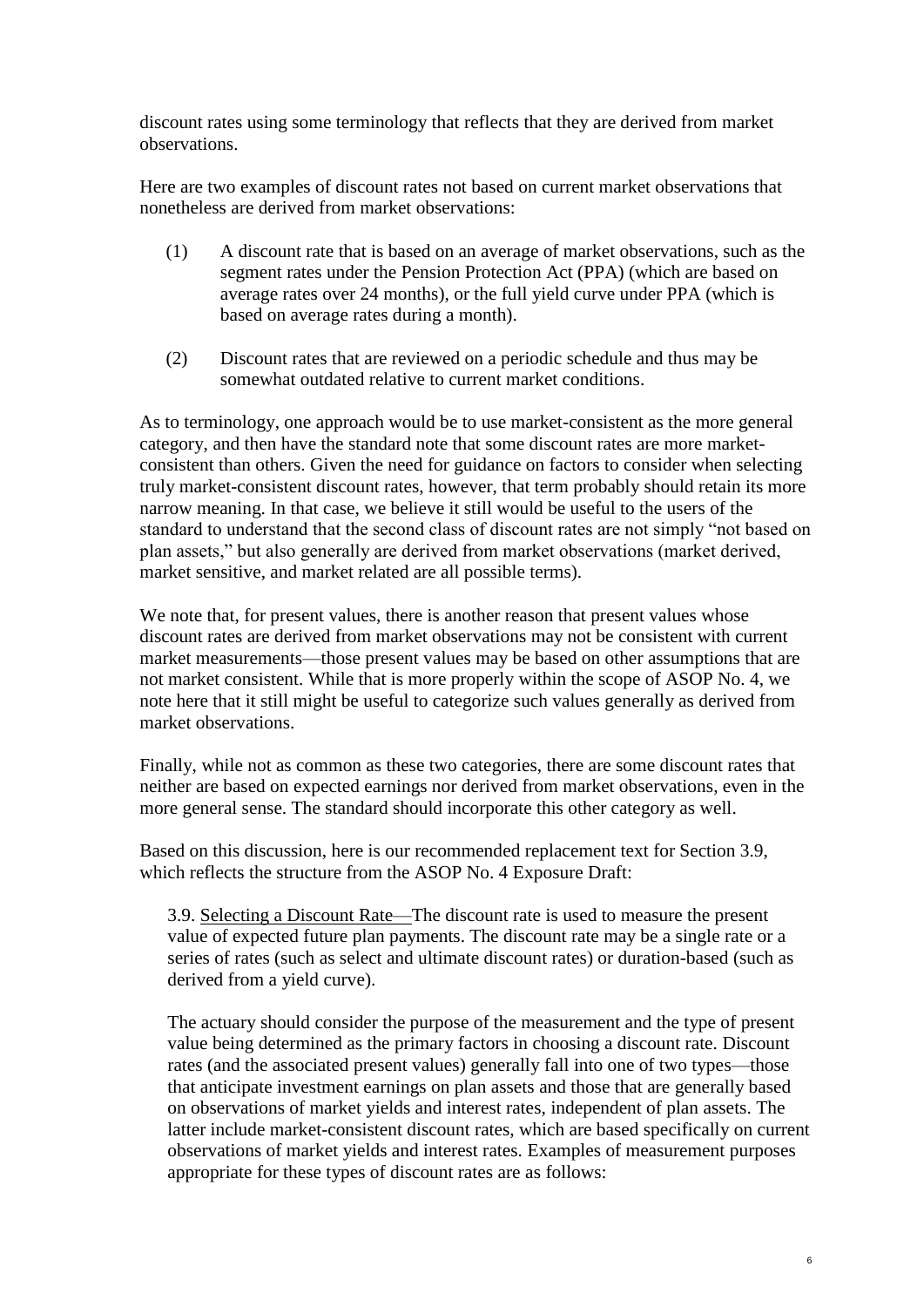discount rates using some terminology that reflects that they are derived from market observations.

Here are two examples of discount rates not based on current market observations that nonetheless are derived from market observations:

(1) A discount rate that is based on an average of market observations, such as the segment rates under the Pension Protection Act (PPA) (which are based on average rates over 24 months), or the full yield curve under PPA (which is based on average rates during a month).

(2) Discount rates that are reviewed on a periodic schedule and thus may be somewhat outdated relative to current market conditions.

As to terminology, one approach would be to use market-consistent as the more general category, and then have the standard note that some discount rates are more market-consistent than others. Given the need for guidance on factors to consider when selecting truly market-consistent discount rates, however, that term probably should retain its more narrow meaning. In that case, we believe it still would be useful to the users of the standard to understand that the second class of discount rates are not simply "not based on plan assets," but also generally are derived from market observations (market derived, market sensitive, and market related are all possible terms).

We note that, for present values, there is another reason that present values whose discount rates are derived from market observations may not be consistent with current market measurements—those present values may be based on other assumptions that are not market consistent. While that is more properly within the scope of ASOP No. 4, we note here that it still might be useful to categorize such values generally as derived from market observations.

Finally, while not as common as these two categories, there are some discount rates that neither are based on expected earnings nor derived from market observations, even in the more general sense. The standard should incorporate this other category as well.

Based on this discussion, here is our recommended replacement text for Section 3.9, which reflects the structure from the ASOP No. 4 Exposure Draft:

> 3.9. <u>Selecting a Discount Rate</u>—The discount rate is used to measure the present value of expected future plan payments. The discount rate may be a single rate or a series of rates (such as select and ultimate discount rates) or duration-based (such as derived from a yield curve).
>
> The actuary should consider the purpose of the measurement and the type of present value being determined as the primary factors in choosing a discount rate. Discount rates (and the associated present values) generally fall into one of two types—those that anticipate investment earnings on plan assets and those that are generally based on observations of market yields and interest rates, independent of plan assets. The latter include market-consistent discount rates, which are based specifically on current observations of market yields and interest rates. Examples of measurement purposes appropriate for these types of discount rates are as follows: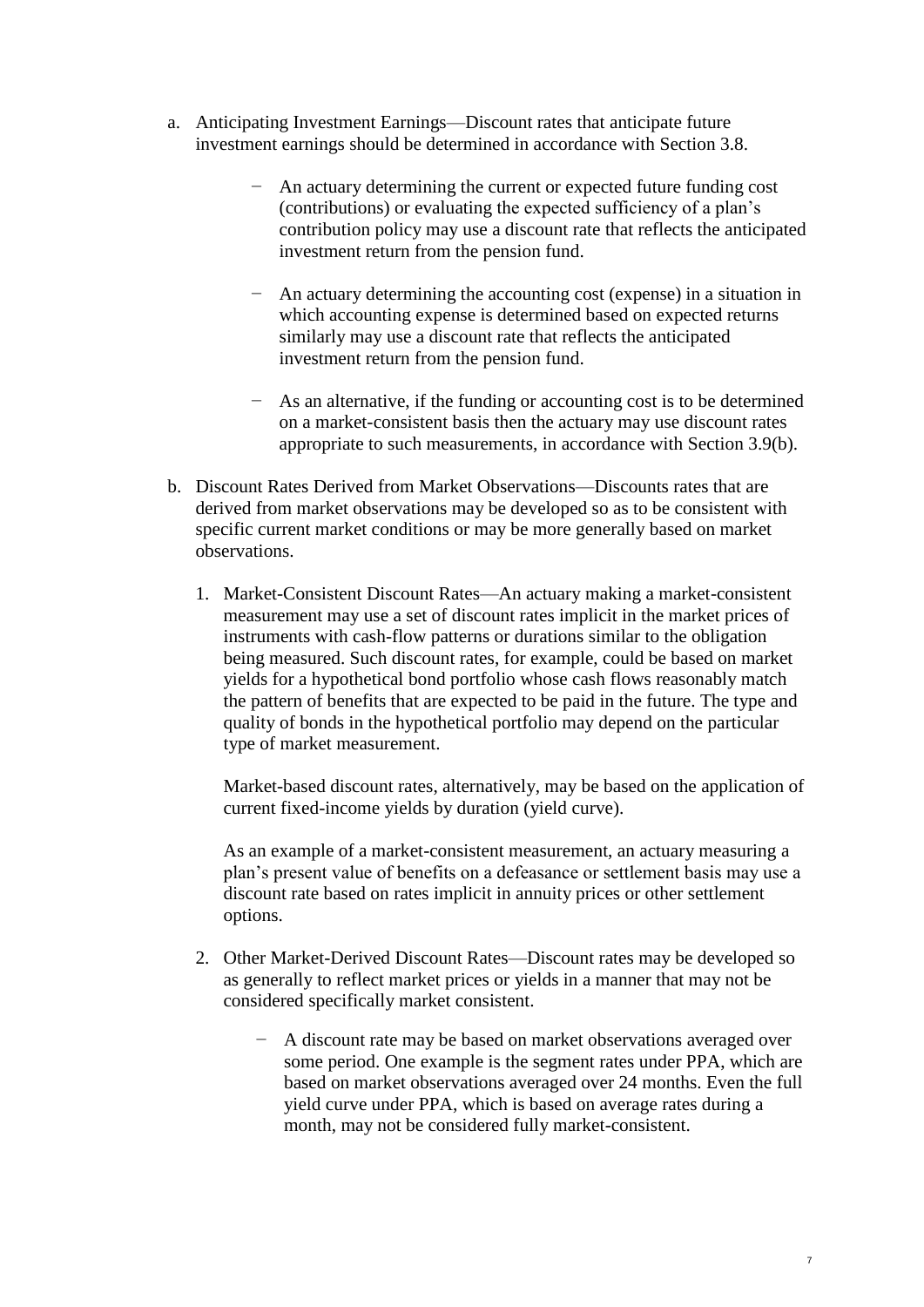a. Anticipating Investment Earnings—Discount rates that anticipate future investment earnings should be determined in accordance with Section 3.8.

    - An actuary determining the current or expected future funding cost (contributions) or evaluating the expected sufficiency of a plan's contribution policy may use a discount rate that reflects the anticipated investment return from the pension fund.

    - An actuary determining the accounting cost (expense) in a situation in which accounting expense is determined based on expected returns similarly may use a discount rate that reflects the anticipated investment return from the pension fund.

    - As an alternative, if the funding or accounting cost is to be determined on a market-consistent basis then the actuary may use discount rates appropriate to such measurements, in accordance with Section 3.9(b).

b. Discount Rates Derived from Market Observations—Discounts rates that are derived from market observations may be developed so as to be consistent with specific current market conditions or may be more generally based on market observations.

    1. Market-Consistent Discount Rates—An actuary making a market-consistent measurement may use a set of discount rates implicit in the market prices of instruments with cash-flow patterns or durations similar to the obligation being measured. Such discount rates, for example, could be based on market yields for a hypothetical bond portfolio whose cash flows reasonably match the pattern of benefits that are expected to be paid in the future. The type and quality of bonds in the hypothetical portfolio may depend on the particular type of market measurement.

       Market-based discount rates, alternatively, may be based on the application of current fixed-income yields by duration (yield curve).

       As an example of a market-consistent measurement, an actuary measuring a plan's present value of benefits on a defeasance or settlement basis may use a discount rate based on rates implicit in annuity prices or other settlement options.

    2. Other Market-Derived Discount Rates—Discount rates may be developed so as generally to reflect market prices or yields in a manner that may not be considered specifically market consistent.

        - A discount rate may be based on market observations averaged over some period. One example is the segment rates under PPA, which are based on market observations averaged over 24 months. Even the full yield curve under PPA, which is based on average rates during a month, may not be considered fully market-consistent.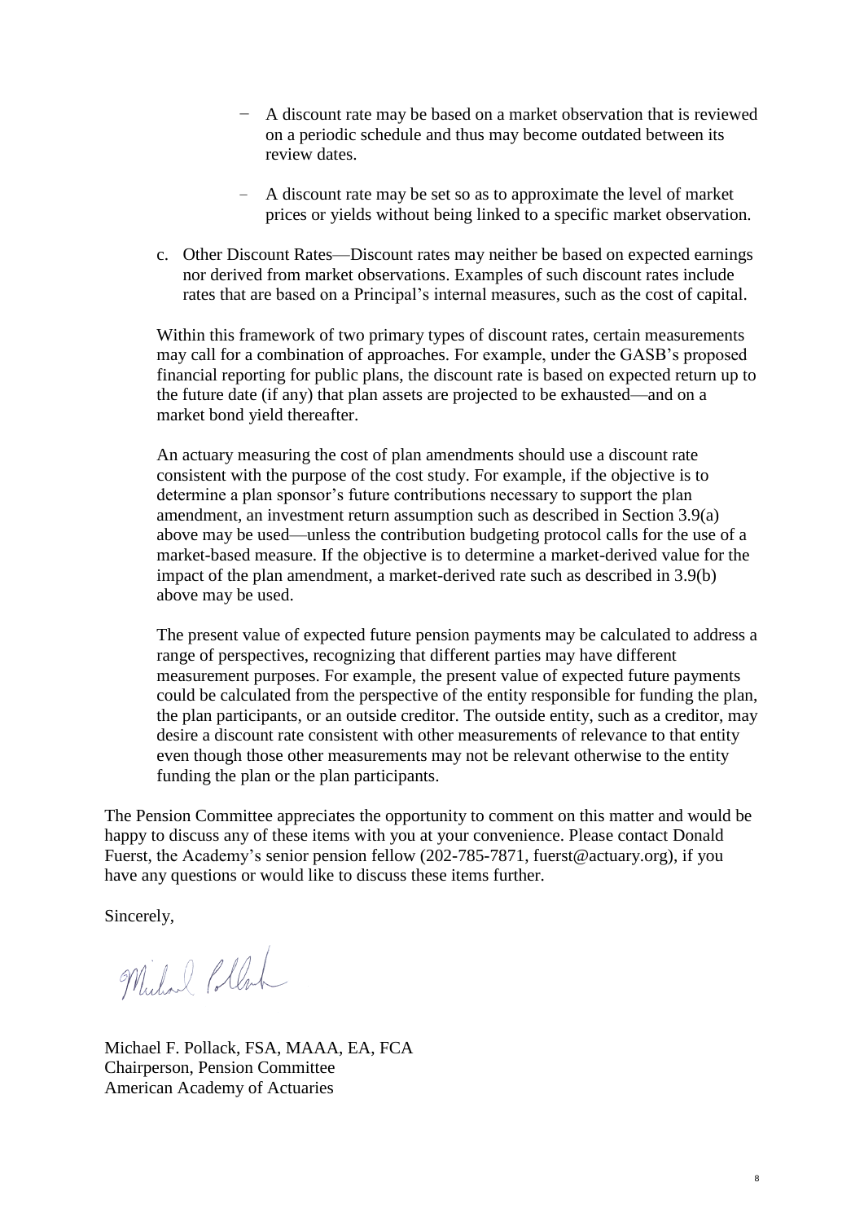- A discount rate may be based on a market observation that is reviewed on a periodic schedule and thus may become outdated between its review dates.

- A discount rate may be set so as to approximate the level of market prices or yields without being linked to a specific market observation.

c. Other Discount Rates—Discount rates may neither be based on expected earnings nor derived from market observations. Examples of such discount rates include rates that are based on a Principal's internal measures, such as the cost of capital.

Within this framework of two primary types of discount rates, certain measurements may call for a combination of approaches. For example, under the GASB's proposed financial reporting for public plans, the discount rate is based on expected return up to the future date (if any) that plan assets are projected to be exhausted—and on a market bond yield thereafter.

An actuary measuring the cost of plan amendments should use a discount rate consistent with the purpose of the cost study. For example, if the objective is to determine a plan sponsor's future contributions necessary to support the plan amendment, an investment return assumption such as described in Section 3.9(a) above may be used—unless the contribution budgeting protocol calls for the use of a market-based measure. If the objective is to determine a market-derived value for the impact of the plan amendment, a market-derived rate such as described in 3.9(b) above may be used.

The present value of expected future pension payments may be calculated to address a range of perspectives, recognizing that different parties may have different measurement purposes. For example, the present value of expected future payments could be calculated from the perspective of the entity responsible for funding the plan, the plan participants, or an outside creditor. The outside entity, such as a creditor, may desire a discount rate consistent with other measurements of relevance to that entity even though those other measurements may not be relevant otherwise to the entity funding the plan or the plan participants.

The Pension Committee appreciates the opportunity to comment on this matter and would be happy to discuss any of these items with you at your convenience. Please contact Donald Fuerst, the Academy's senior pension fellow (202-785-7871, fuerst@actuary.org), if you have any questions or would like to discuss these items further.

Sincerely,

Michael F. Pollack, FSA, MAAA, EA, FCA
Chairperson, Pension Committee
American Academy of Actuaries